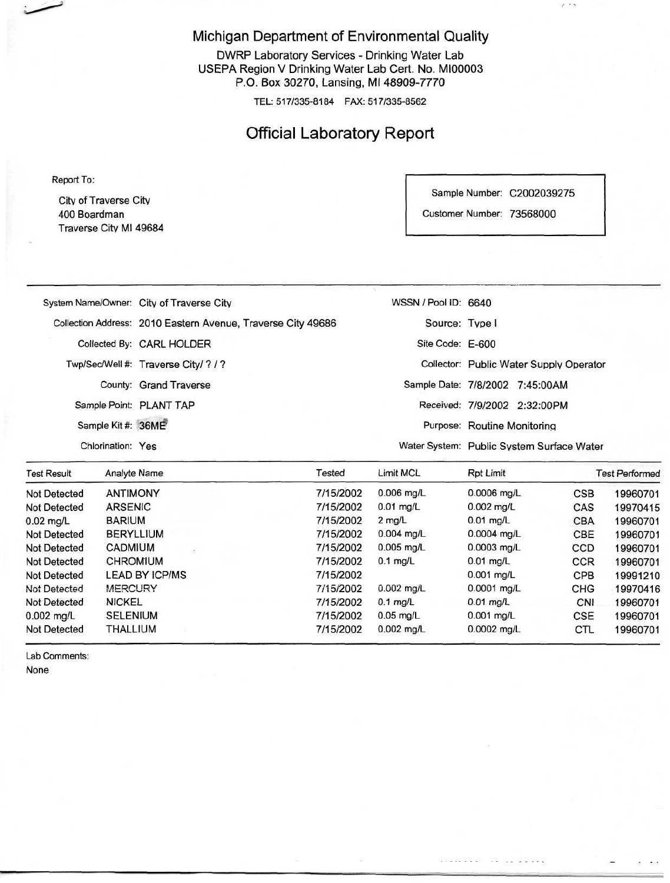# Michigan Department of Environmental Quality

DWRP Laboratory Services - Drinking Water Lab
USEPA Region V Drinking Water Lab Cert. No. MI00003
P.O. Box 30270, Lansing, MI 48909-7770

TEL: 517/335-8184 FAX: 517/335-8562

## Official Laboratory Report

Report To:

City of Traverse City
400 Boardman
Traverse City MI 49684

Sample Number: C2002039275
Customer Number: 73568000

| | | | |
|---|---|---|---|
| System Name/Owner: | City of Traverse City | WSSN / Pool ID: | 6640 |
| Collection Address: | 2010 Eastern Avenue, Traverse City 49686 | Source: | Type I |
| Collected By: | CARL HOLDER | Site Code: | E-600 |
| Twp/Sec/Well #: | Traverse City/ ? / ? | Collector: | Public Water Supply Operator |
| County: | Grand Traverse | Sample Date: | 7/8/2002 7:45:00AM |
| Sample Point: | PLANT TAP | Received: | 7/9/2002 2:32:00PM |
| Sample Kit #: | 36ME | Purpose: | Routine Monitoring |
| Chlorination: | Yes | Water System: | Public System Surface Water |

| Test Result | Analyte Name | Tested | Limit MCL | Rpt Limit | Test Performed | |
|---|---|---|---|---|---|---|
| Not Detected | ANTIMONY | 7/15/2002 | 0.006 mg/L | 0.0006 mg/L | CSB | 19960701 |
| Not Detected | ARSENIC | 7/15/2002 | 0.01 mg/L | 0.002 mg/L | CAS | 19970415 |
| 0.02 mg/L | BARIUM | 7/15/2002 | 2 mg/L | 0.01 mg/L | CBA | 19960701 |
| Not Detected | BERYLLIUM | 7/15/2002 | 0.004 mg/L | 0.0004 mg/L | CBE | 19960701 |
| Not Detected | CADMIUM | 7/15/2002 | 0.005 mg/L | 0.0003 mg/L | CCD | 19960701 |
| Not Detected | CHROMIUM | 7/15/2002 | 0.1 mg/L | 0.01 mg/L | CCR | 19960701 |
| Not Detected | LEAD BY ICP/MS | 7/15/2002 | | 0.001 mg/L | CPB | 19991210 |
| Not Detected | MERCURY | 7/15/2002 | 0.002 mg/L | 0.0001 mg/L | CHG | 19970416 |
| Not Detected | NICKEL | 7/15/2002 | 0.1 mg/L | 0.01 mg/L | CNI | 19960701 |
| 0.002 mg/L | SELENIUM | 7/15/2002 | 0.05 mg/L | 0.001 mg/L | CSE | 19960701 |
| Not Detected | THALLIUM | 7/15/2002 | 0.002 mg/L | 0.0002 mg/L | CTL | 19960701 |

Lab Comments:

None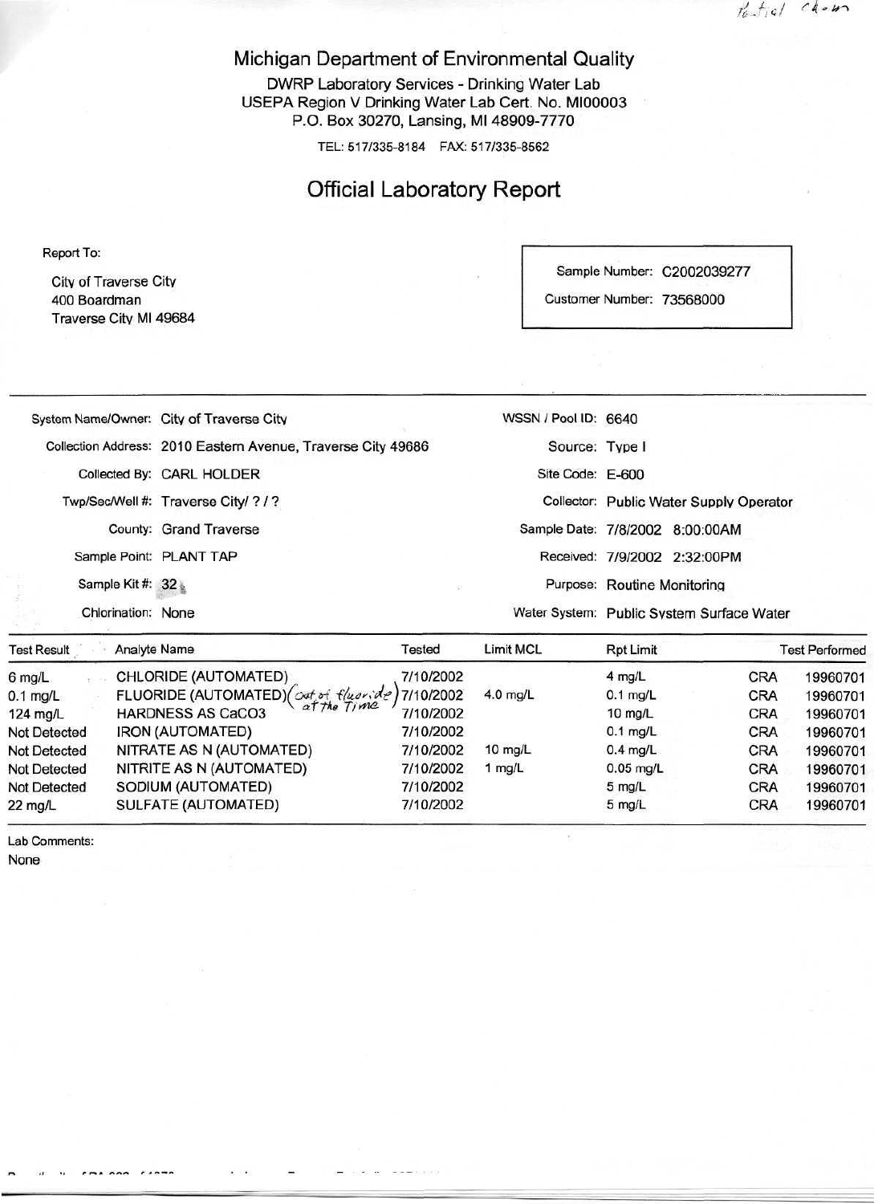*Partial Chem*

# Michigan Department of Environmental Quality

DWRP Laboratory Services - Drinking Water Lab
USEPA Region V Drinking Water Lab Cert. No. MI00003
P.O. Box 30270, Lansing, MI 48909-7770

TEL: 517/335-8184 FAX: 517/335-8562

## Official Laboratory Report

Report To:

City of Traverse City
400 Boardman
Traverse City MI 49684

Sample Number: C2002039277
Customer Number: 73568000

| | | | |
|---|---|---|---|
| System Name/Owner: | City of Traverse City | WSSN / Pool ID: | 6640 |
| Collection Address: | 2010 Eastern Avenue, Traverse City 49686 | Source: | Type I |
| Collected By: | CARL HOLDER | Site Code: | E-600 |
| Twp/Sec/Well #: | Traverse City/ ? / ? | Collector: | Public Water Supply Operator |
| County: | Grand Traverse | Sample Date: | 7/8/2002 8:00:00AM |
| Sample Point: | PLANT TAP | Received: | 7/9/2002 2:32:00PM |
| Sample Kit #: | 32 | Purpose: | Routine Monitoring |
| Chlorination: | None | Water System: | Public System Surface Water |

| Test Result | Analyte Name | Tested | Limit MCL | Rpt Limit | Test Performed | |
|---|---|---|---|---|---|---|
| 6 mg/L | CHLORIDE (AUTOMATED) | 7/10/2002 | | 4 mg/L | CRA | 19960701 |
| 0.1 mg/L | FLUORIDE (AUTOMATED) *(out of fluoride at the time)* | 7/10/2002 | 4.0 mg/L | 0.1 mg/L | CRA | 19960701 |
| 124 mg/L | HARDNESS AS CaCO3 | 7/10/2002 | | 10 mg/L | CRA | 19960701 |
| Not Detected | IRON (AUTOMATED) | 7/10/2002 | | 0.1 mg/L | CRA | 19960701 |
| Not Detected | NITRATE AS N (AUTOMATED) | 7/10/2002 | 10 mg/L | 0.4 mg/L | CRA | 19960701 |
| Not Detected | NITRITE AS N (AUTOMATED) | 7/10/2002 | 1 mg/L | 0.05 mg/L | CRA | 19960701 |
| Not Detected | SODIUM (AUTOMATED) | 7/10/2002 | | 5 mg/L | CRA | 19960701 |
| 22 mg/L | SULFATE (AUTOMATED) | 7/10/2002 | | 5 mg/L | CRA | 19960701 |

Lab Comments:
None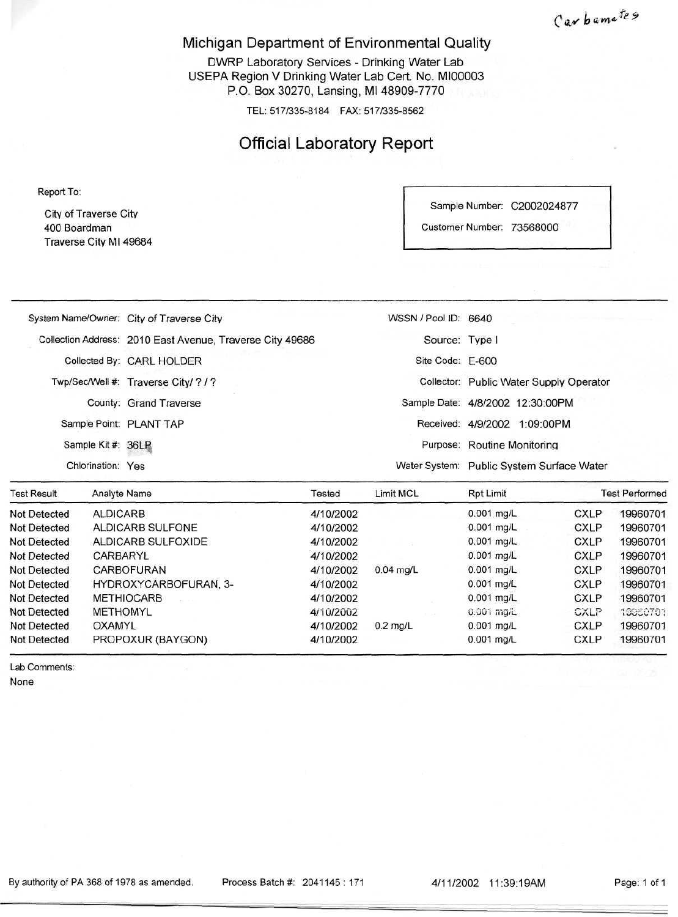*Carbamates*

# Michigan Department of Environmental Quality

DWRP Laboratory Services - Drinking Water Lab
USEPA Region V Drinking Water Lab Cert. No. MI00003
P.O. Box 30270, Lansing, MI 48909-7770

TEL: 517/335-8184 FAX: 517/335-8562

## Official Laboratory Report

Report To:

City of Traverse City
400 Boardman
Traverse City MI 49684

Sample Number: C2002024877
Customer Number: 73568000

| | | | |
|---|---|---|---|
| System Name/Owner: | City of Traverse City | WSSN / Pool ID: | 6640 |
| Collection Address: | 2010 East Avenue, Traverse City 49686 | Source: | Type I |
| Collected By: | CARL HOLDER | Site Code: | E-600 |
| Twp/Sec/Well #: | Traverse City/ ? / ? | Collector: | Public Water Supply Operator |
| County: | Grand Traverse | Sample Date: | 4/8/2002 12:30:00PM |
| Sample Point: | PLANT TAP | Received: | 4/9/2002 1:09:00PM |
| Sample Kit #: | 36LR | Purpose: | Routine Monitoring |
| Chlorination: | Yes | Water System: | Public System Surface Water |

| Test Result | Analyte Name | Tested | Limit MCL | Rpt Limit | Test Performed | |
|---|---|---|---|---|---|---|
| Not Detected | ALDICARB | 4/10/2002 | | 0.001 mg/L | CXLP | 19960701 |
| Not Detected | ALDICARB SULFONE | 4/10/2002 | | 0.001 mg/L | CXLP | 19960701 |
| Not Detected | ALDICARB SULFOXIDE | 4/10/2002 | | 0.001 mg/L | CXLP | 19960701 |
| Not Detected | CARBARYL | 4/10/2002 | | 0.001 mg/L | CXLP | 19960701 |
| Not Detected | CARBOFURAN | 4/10/2002 | 0.04 mg/L | 0.001 mg/L | CXLP | 19960701 |
| Not Detected | HYDROXYCARBOFURAN, 3- | 4/10/2002 | | 0.001 mg/L | CXLP | 19960701 |
| Not Detected | METHIOCARB | 4/10/2002 | | 0.001 mg/L | CXLP | 19960701 |
| Not Detected | METHOMYL | 4/10/2002 | | 0.001 mg/L | CXLP | 19960701 |
| Not Detected | OXAMYL | 4/10/2002 | 0.2 mg/L | 0.001 mg/L | CXLP | 19960701 |
| Not Detected | PROPOXUR (BAYGON) | 4/10/2002 | | 0.001 mg/L | CXLP | 19960701 |

Lab Comments:
None

By authority of PA 368 of 1978 as amended. Process Batch #: 2041145 : 171 4/11/2002 11:39:19AM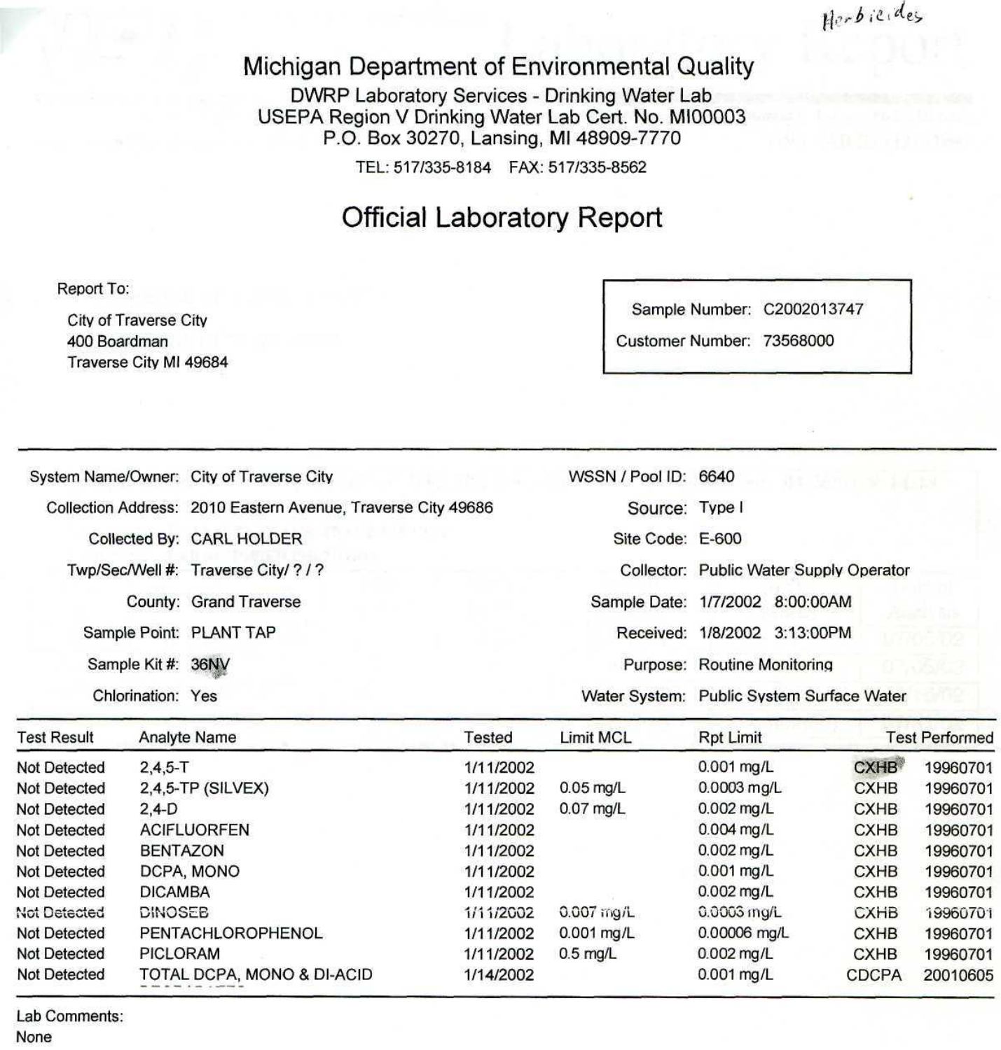*Herbicides*

# Michigan Department of Environmental Quality

DWRP Laboratory Services - Drinking Water Lab
USEPA Region V Drinking Water Lab Cert. No. MI00003
P.O. Box 30270, Lansing, MI 48909-7770

TEL: 517/335-8184 FAX: 517/335-8562

## Official Laboratory Report

Report To:

City of Traverse City
400 Boardman
Traverse City MI 49684

| | |
|---|---|
| Sample Number: | C2002013747 |
| Customer Number: | 73568000 |

---

| | | | |
|---|---|---|---|
| System Name/Owner: | City of Traverse City | WSSN / Pool ID: | 6640 |
| Collection Address: | 2010 Eastern Avenue, Traverse City 49686 | Source: | Type I |
| Collected By: | CARL HOLDER | Site Code: | E-600 |
| Twp/Sec/Well #: | Traverse City/ ? / ? | Collector: | Public Water Supply Operator |
| County: | Grand Traverse | Sample Date: | 1/7/2002 8:00:00AM |
| Sample Point: | PLANT TAP | Received: | 1/8/2002 3:13:00PM |
| Sample Kit #: | 36NV | Purpose: | Routine Monitoring |
| Chlorination: | Yes | Water System: | Public System Surface Water |

| Test Result | Analyte Name | Tested | Limit MCL | Rpt Limit | Test Performed | |
|---|---|---|---|---|---|---|
| Not Detected | 2,4,5-T | 1/11/2002 | | 0.001 mg/L | CXHB | 19960701 |
| Not Detected | 2,4,5-TP (SILVEX) | 1/11/2002 | 0.05 mg/L | 0.0003 mg/L | CXHB | 19960701 |
| Not Detected | 2,4-D | 1/11/2002 | 0.07 mg/L | 0.002 mg/L | CXHB | 19960701 |
| Not Detected | ACIFLUORFEN | 1/11/2002 | | 0.004 mg/L | CXHB | 19960701 |
| Not Detected | BENTAZON | 1/11/2002 | | 0.002 mg/L | CXHB | 19960701 |
| Not Detected | DCPA, MONO | 1/11/2002 | | 0.001 mg/L | CXHB | 19960701 |
| Not Detected | DICAMBA | 1/11/2002 | | 0.002 mg/L | CXHB | 19960701 |
| Not Detected | DINOSEB | 1/11/2002 | 0.007 mg/L | 0.0003 mg/L | CXHB | 19960701 |
| Not Detected | PENTACHLOROPHENOL | 1/11/2002 | 0.001 mg/L | 0.00006 mg/L | CXHB | 19960701 |
| Not Detected | PICLORAM | 1/11/2002 | 0.5 mg/L | 0.002 mg/L | CXHB | 19960701 |
| Not Detected | TOTAL DCPA, MONO & DI-ACID | 1/14/2002 | | 0.001 mg/L | CDCPA | 20010605 |

Lab Comments:
None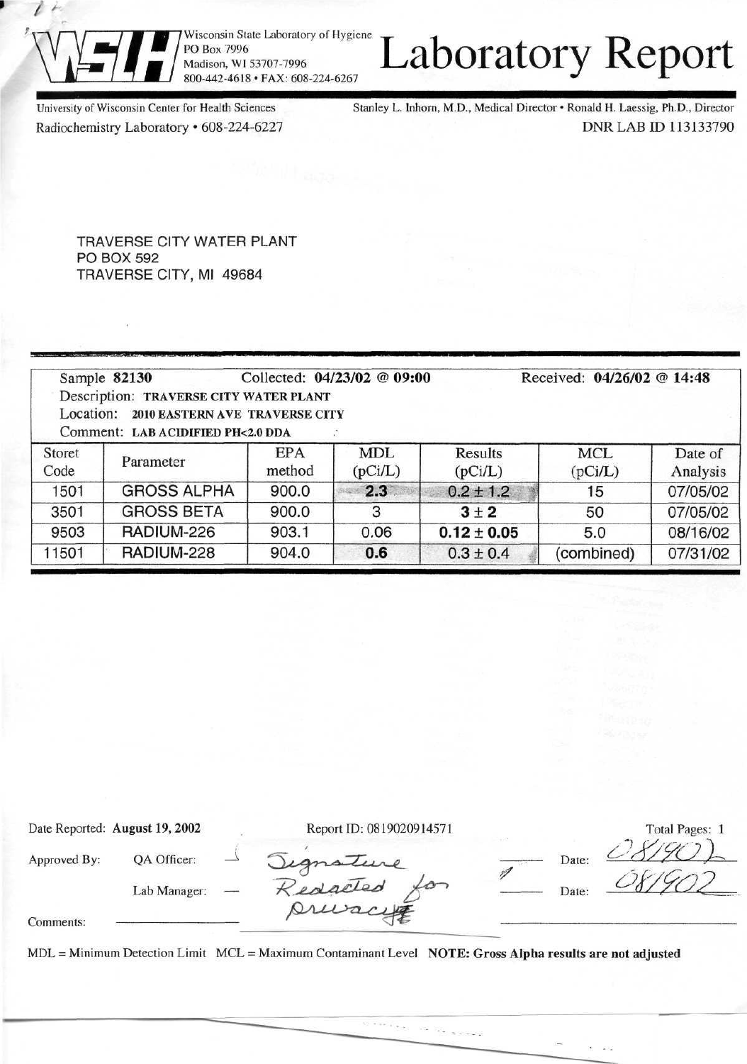Wisconsin State Laboratory of Hygiene
PO Box 7996
Madison, WI 53707-7996
800-442-4618 • FAX: 608-224-6267

# Laboratory Report

University of Wisconsin Center for Health Sciences
Radiochemistry Laboratory • 608-224-6227

Stanley L. Inhorn, M.D., Medical Director • Ronald H. Laessig, Ph.D., Director
DNR LAB ID 113133790

TRAVERSE CITY WATER PLANT
PO BOX 592
TRAVERSE CITY, MI 49684

Sample **82130** Collected: **04/23/02 @ 09:00** Received: **04/26/02 @ 14:48**
Description: **TRAVERSE CITY WATER PLANT**
Location: **2010 EASTERN AVE TRAVERSE CITY**
Comment: **LAB ACIDIFIED PH<2.0 DDA**

| Storet Code | Parameter | EPA method | MDL (pCi/L) | Results (pCi/L) | MCL (pCi/L) | Date of Analysis |
|---|---|---|---|---|---|---|
| 1501 | GROSS ALPHA | 900.0 | **2.3** | 0.2 ± 1.2 | 15 | 07/05/02 |
| 3501 | GROSS BETA | 900.0 | 3 | **3 ± 2** | 50 | 07/05/02 |
| 9503 | RADIUM-226 | 903.1 | 0.06 | **0.12 ± 0.05** | 5.0 | 08/16/02 |
| 11501 | RADIUM-228 | 904.0 | **0.6** | 0.3 ± 0.4 | (combined) | 07/31/02 |

Date Reported: **August 19, 2002** Report ID: 0819020914571 Total Pages: **1**

Approved By: QA Officer: Signature Redacted for privacy Date: 081902

Lab Manager: Date: 081902

Comments:

MDL = Minimum Detection Limit MCL = Maximum Contaminant Level **NOTE: Gross Alpha results are not adjusted**